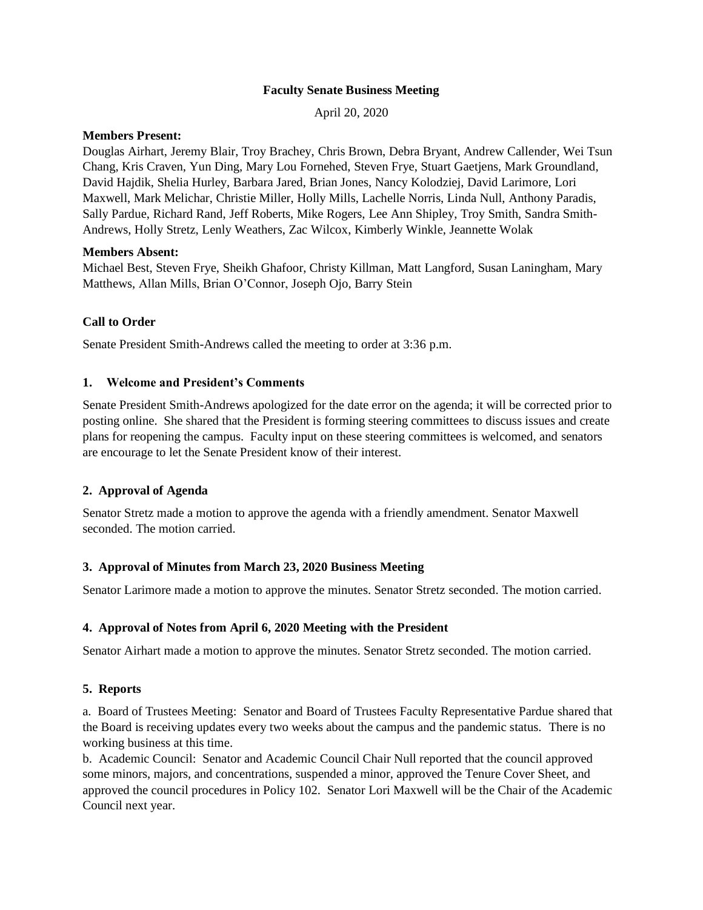# Faculty Senate Business Meeting

April 20, 2020

**Members Present:**

Douglas Airhart, Jeremy Blair, Troy Brachey, Chris Brown, Debra Bryant, Andrew Callender, Wei Tsun Chang, Kris Craven, Yun Ding, Mary Lou Fornehed, Steven Frye, Stuart Gaetjens, Mark Groundland, David Hajdik, Shelia Hurley, Barbara Jared, Brian Jones, Nancy Kolodziej, David Larimore, Lori Maxwell, Mark Melichar, Christie Miller, Holly Mills, Lachelle Norris, Linda Null, Anthony Paradis, Sally Pardue, Richard Rand, Jeff Roberts, Mike Rogers, Lee Ann Shipley, Troy Smith, Sandra Smith-Andrews, Holly Stretz, Lenly Weathers, Zac Wilcox, Kimberly Winkle, Jeannette Wolak

**Members Absent:**

Michael Best, Steven Frye, Sheikh Ghafoor, Christy Killman, Matt Langford, Susan Laningham, Mary Matthews, Allan Mills, Brian O'Connor, Joseph Ojo, Barry Stein

## Call to Order

Senate President Smith-Andrews called the meeting to order at 3:36 p.m.

## 1. Welcome and President's Comments

Senate President Smith-Andrews apologized for the date error on the agenda; it will be corrected prior to posting online. She shared that the President is forming steering committees to discuss issues and create plans for reopening the campus. Faculty input on these steering committees is welcomed, and senators are encourage to let the Senate President know of their interest.

## 2. Approval of Agenda

Senator Stretz made a motion to approve the agenda with a friendly amendment. Senator Maxwell seconded. The motion carried.

## 3. Approval of Minutes from March 23, 2020 Business Meeting

Senator Larimore made a motion to approve the minutes. Senator Stretz seconded. The motion carried.

## 4. Approval of Notes from April 6, 2020 Meeting with the President

Senator Airhart made a motion to approve the minutes. Senator Stretz seconded. The motion carried.

## 5. Reports

a. Board of Trustees Meeting: Senator and Board of Trustees Faculty Representative Pardue shared that the Board is receiving updates every two weeks about the campus and the pandemic status. There is no working business at this time.

b. Academic Council: Senator and Academic Council Chair Null reported that the council approved some minors, majors, and concentrations, suspended a minor, approved the Tenure Cover Sheet, and approved the council procedures in Policy 102. Senator Lori Maxwell will be the Chair of the Academic Council next year.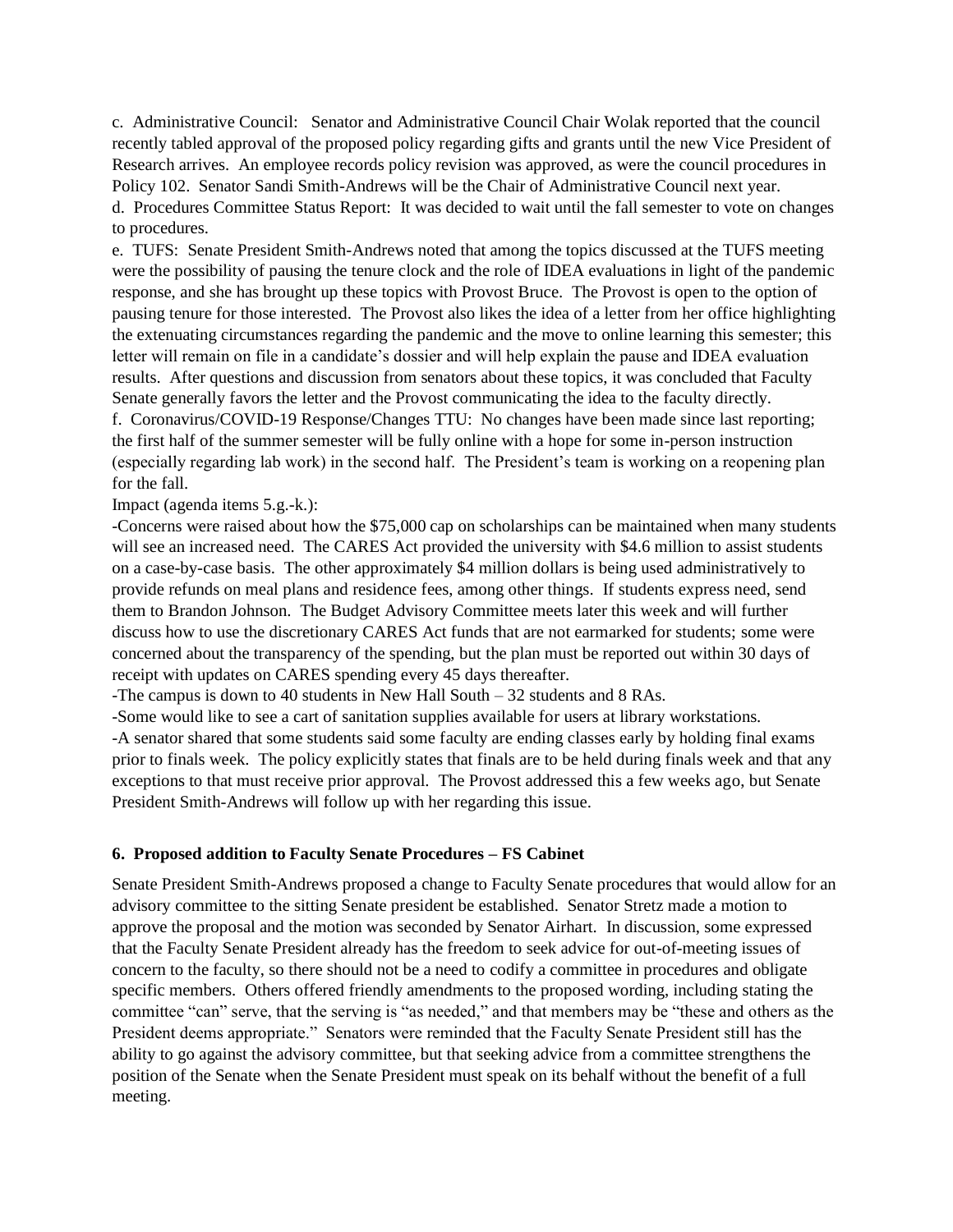c. Administrative Council: Senator and Administrative Council Chair Wolak reported that the council recently tabled approval of the proposed policy regarding gifts and grants until the new Vice President of Research arrives. An employee records policy revision was approved, as were the council procedures in Policy 102. Senator Sandi Smith-Andrews will be the Chair of Administrative Council next year.

d. Procedures Committee Status Report: It was decided to wait until the fall semester to vote on changes to procedures.

e. TUFS: Senate President Smith-Andrews noted that among the topics discussed at the TUFS meeting were the possibility of pausing the tenure clock and the role of IDEA evaluations in light of the pandemic response, and she has brought up these topics with Provost Bruce. The Provost is open to the option of pausing tenure for those interested. The Provost also likes the idea of a letter from her office highlighting the extenuating circumstances regarding the pandemic and the move to online learning this semester; this letter will remain on file in a candidate's dossier and will help explain the pause and IDEA evaluation results. After questions and discussion from senators about these topics, it was concluded that Faculty Senate generally favors the letter and the Provost communicating the idea to the faculty directly.

f. Coronavirus/COVID-19 Response/Changes TTU: No changes have been made since last reporting; the first half of the summer semester will be fully online with a hope for some in-person instruction (especially regarding lab work) in the second half. The President's team is working on a reopening plan for the fall.

Impact (agenda items 5.g.-k.):

-Concerns were raised about how the $75,000 cap on scholarships can be maintained when many students will see an increased need. The CARES Act provided the university with $4.6 million to assist students on a case-by-case basis. The other approximately $4 million dollars is being used administratively to provide refunds on meal plans and residence fees, among other things. If students express need, send them to Brandon Johnson. The Budget Advisory Committee meets later this week and will further discuss how to use the discretionary CARES Act funds that are not earmarked for students; some were concerned about the transparency of the spending, but the plan must be reported out within 30 days of receipt with updates on CARES spending every 45 days thereafter.

-The campus is down to 40 students in New Hall South – 32 students and 8 RAs.

-Some would like to see a cart of sanitation supplies available for users at library workstations.

-A senator shared that some students said some faculty are ending classes early by holding final exams prior to finals week. The policy explicitly states that finals are to be held during finals week and that any exceptions to that must receive prior approval. The Provost addressed this a few weeks ago, but Senate President Smith-Andrews will follow up with her regarding this issue.

**6. Proposed addition to Faculty Senate Procedures – FS Cabinet**

Senate President Smith-Andrews proposed a change to Faculty Senate procedures that would allow for an advisory committee to the sitting Senate president be established. Senator Stretz made a motion to approve the proposal and the motion was seconded by Senator Airhart. In discussion, some expressed that the Faculty Senate President already has the freedom to seek advice for out-of-meeting issues of concern to the faculty, so there should not be a need to codify a committee in procedures and obligate specific members. Others offered friendly amendments to the proposed wording, including stating the committee "can" serve, that the serving is "as needed," and that members may be "these and others as the President deems appropriate." Senators were reminded that the Faculty Senate President still has the ability to go against the advisory committee, but that seeking advice from a committee strengthens the position of the Senate when the Senate President must speak on its behalf without the benefit of a full meeting.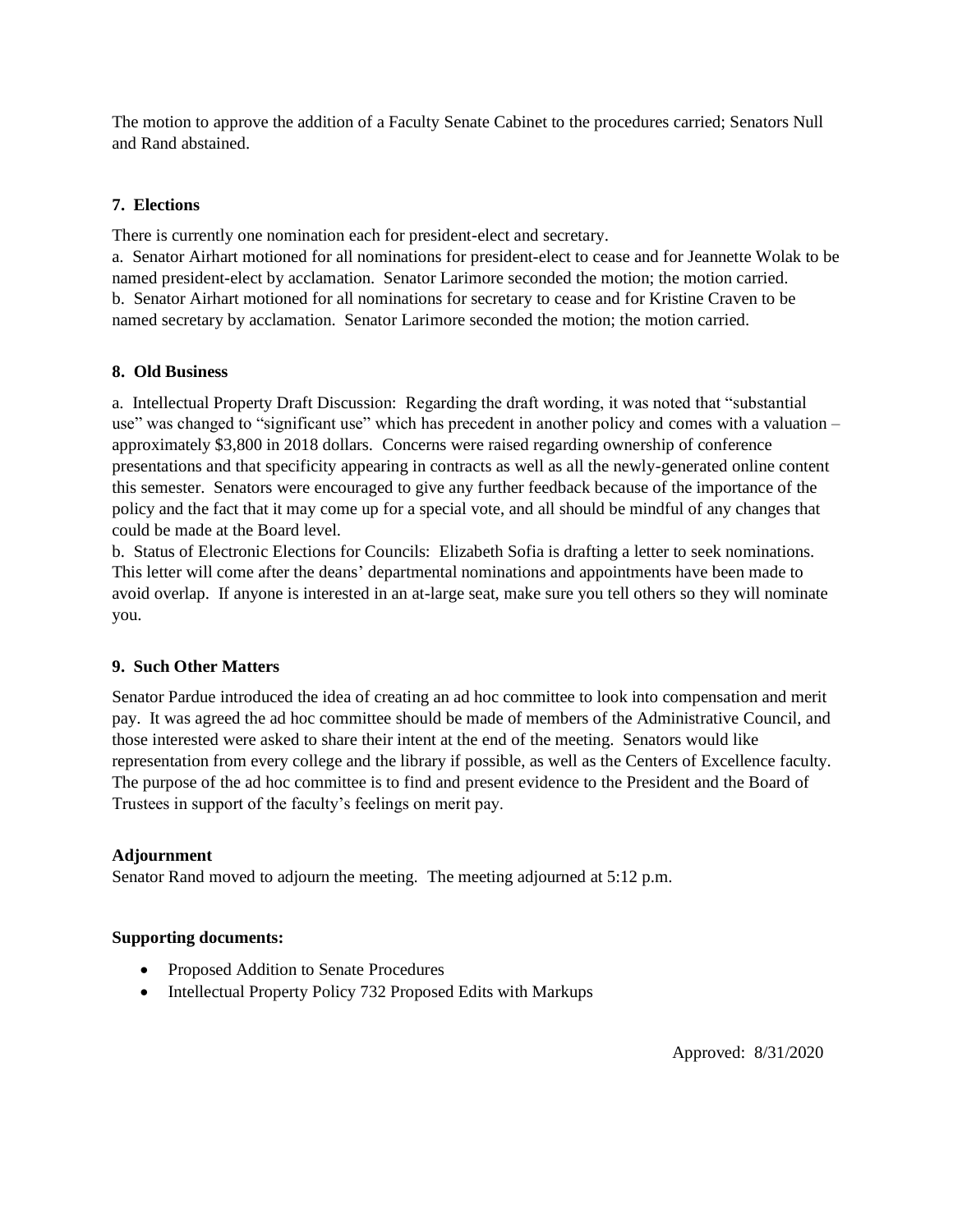The motion to approve the addition of a Faculty Senate Cabinet to the procedures carried; Senators Null and Rand abstained.

**7. Elections**

There is currently one nomination each for president-elect and secretary.

a. Senator Airhart motioned for all nominations for president-elect to cease and for Jeannette Wolak to be named president-elect by acclamation. Senator Larimore seconded the motion; the motion carried.

b. Senator Airhart motioned for all nominations for secretary to cease and for Kristine Craven to be named secretary by acclamation. Senator Larimore seconded the motion; the motion carried.

**8. Old Business**

a. Intellectual Property Draft Discussion: Regarding the draft wording, it was noted that "substantial use" was changed to "significant use" which has precedent in another policy and comes with a valuation – approximately $3,800 in 2018 dollars. Concerns were raised regarding ownership of conference presentations and that specificity appearing in contracts as well as all the newly-generated online content this semester. Senators were encouraged to give any further feedback because of the importance of the policy and the fact that it may come up for a special vote, and all should be mindful of any changes that could be made at the Board level.

b. Status of Electronic Elections for Councils: Elizabeth Sofia is drafting a letter to seek nominations. This letter will come after the deans' departmental nominations and appointments have been made to avoid overlap. If anyone is interested in an at-large seat, make sure you tell others so they will nominate you.

**9. Such Other Matters**

Senator Pardue introduced the idea of creating an ad hoc committee to look into compensation and merit pay. It was agreed the ad hoc committee should be made of members of the Administrative Council, and those interested were asked to share their intent at the end of the meeting. Senators would like representation from every college and the library if possible, as well as the Centers of Excellence faculty. The purpose of the ad hoc committee is to find and present evidence to the President and the Board of Trustees in support of the faculty's feelings on merit pay.

**Adjournment**

Senator Rand moved to adjourn the meeting. The meeting adjourned at 5:12 p.m.

**Supporting documents:**

- Proposed Addition to Senate Procedures
- Intellectual Property Policy 732 Proposed Edits with Markups

Approved: 8/31/2020